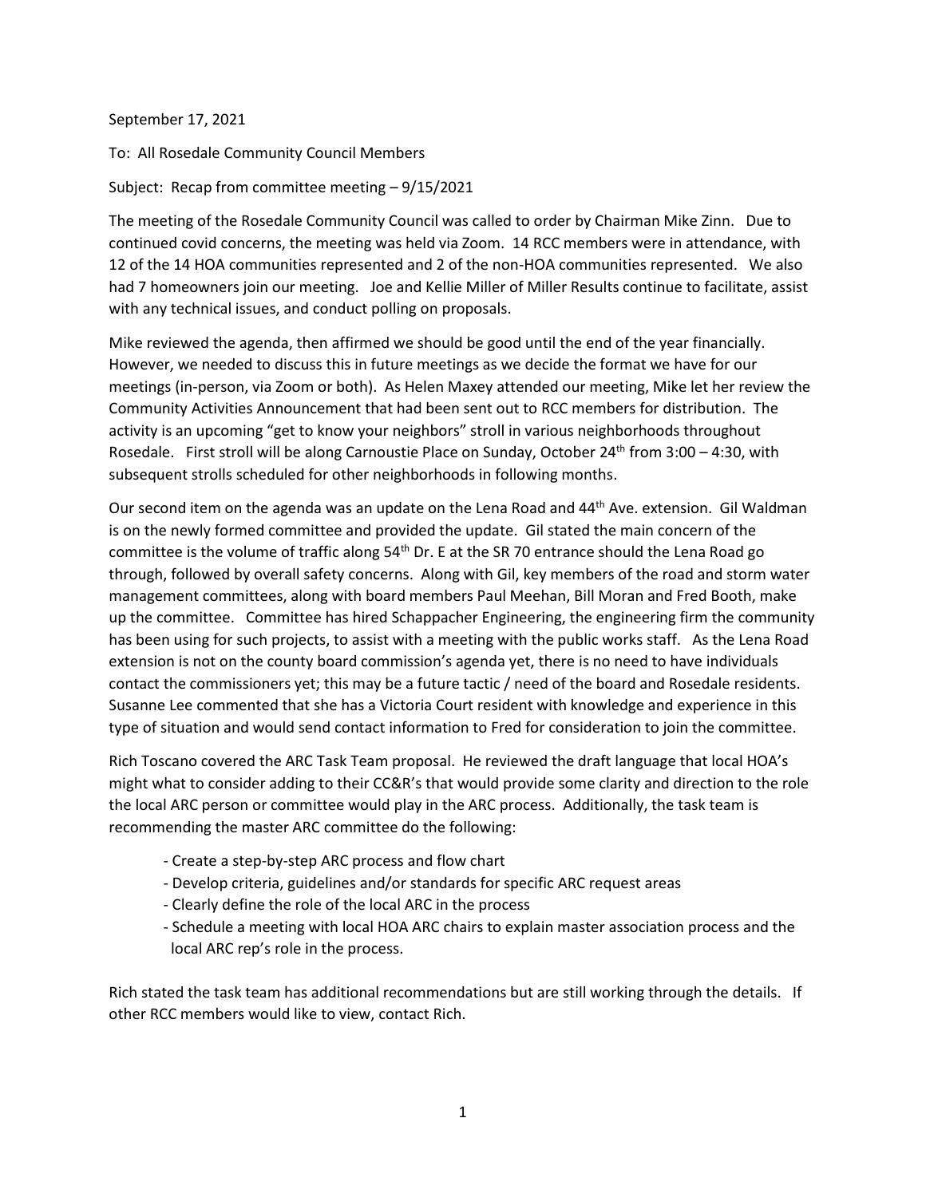September 17, 2021

To: All Rosedale Community Council Members

Subject: Recap from committee meeting – 9/15/2021

The meeting of the Rosedale Community Council was called to order by Chairman Mike Zinn. Due to continued covid concerns, the meeting was held via Zoom. 14 RCC members were in attendance, with 12 of the 14 HOA communities represented and 2 of the non-HOA communities represented. We also had 7 homeowners join our meeting. Joe and Kellie Miller of Miller Results continue to facilitate, assist with any technical issues, and conduct polling on proposals.

Mike reviewed the agenda, then affirmed we should be good until the end of the year financially. However, we needed to discuss this in future meetings as we decide the format we have for our meetings (in-person, via Zoom or both). As Helen Maxey attended our meeting, Mike let her review the Community Activities Announcement that had been sent out to RCC members for distribution. The activity is an upcoming "get to know your neighbors" stroll in various neighborhoods throughout Rosedale. First stroll will be along Carnoustie Place on Sunday, October 24th from 3:00 – 4:30, with subsequent strolls scheduled for other neighborhoods in following months.

Our second item on the agenda was an update on the Lena Road and 44th Ave. extension. Gil Waldman is on the newly formed committee and provided the update. Gil stated the main concern of the committee is the volume of traffic along 54th Dr. E at the SR 70 entrance should the Lena Road go through, followed by overall safety concerns. Along with Gil, key members of the road and storm water management committees, along with board members Paul Meehan, Bill Moran and Fred Booth, make up the committee. Committee has hired Schappacher Engineering, the engineering firm the community has been using for such projects, to assist with a meeting with the public works staff. As the Lena Road extension is not on the county board commission's agenda yet, there is no need to have individuals contact the commissioners yet; this may be a future tactic / need of the board and Rosedale residents. Susanne Lee commented that she has a Victoria Court resident with knowledge and experience in this type of situation and would send contact information to Fred for consideration to join the committee.

Rich Toscano covered the ARC Task Team proposal. He reviewed the draft language that local HOA's might what to consider adding to their CC&R's that would provide some clarity and direction to the role the local ARC person or committee would play in the ARC process. Additionally, the task team is recommending the master ARC committee do the following:

- Create a step-by-step ARC process and flow chart
- Develop criteria, guidelines and/or standards for specific ARC request areas
- Clearly define the role of the local ARC in the process
- Schedule a meeting with local HOA ARC chairs to explain master association process and the local ARC rep's role in the process.

Rich stated the task team has additional recommendations but are still working through the details. If other RCC members would like to view, contact Rich.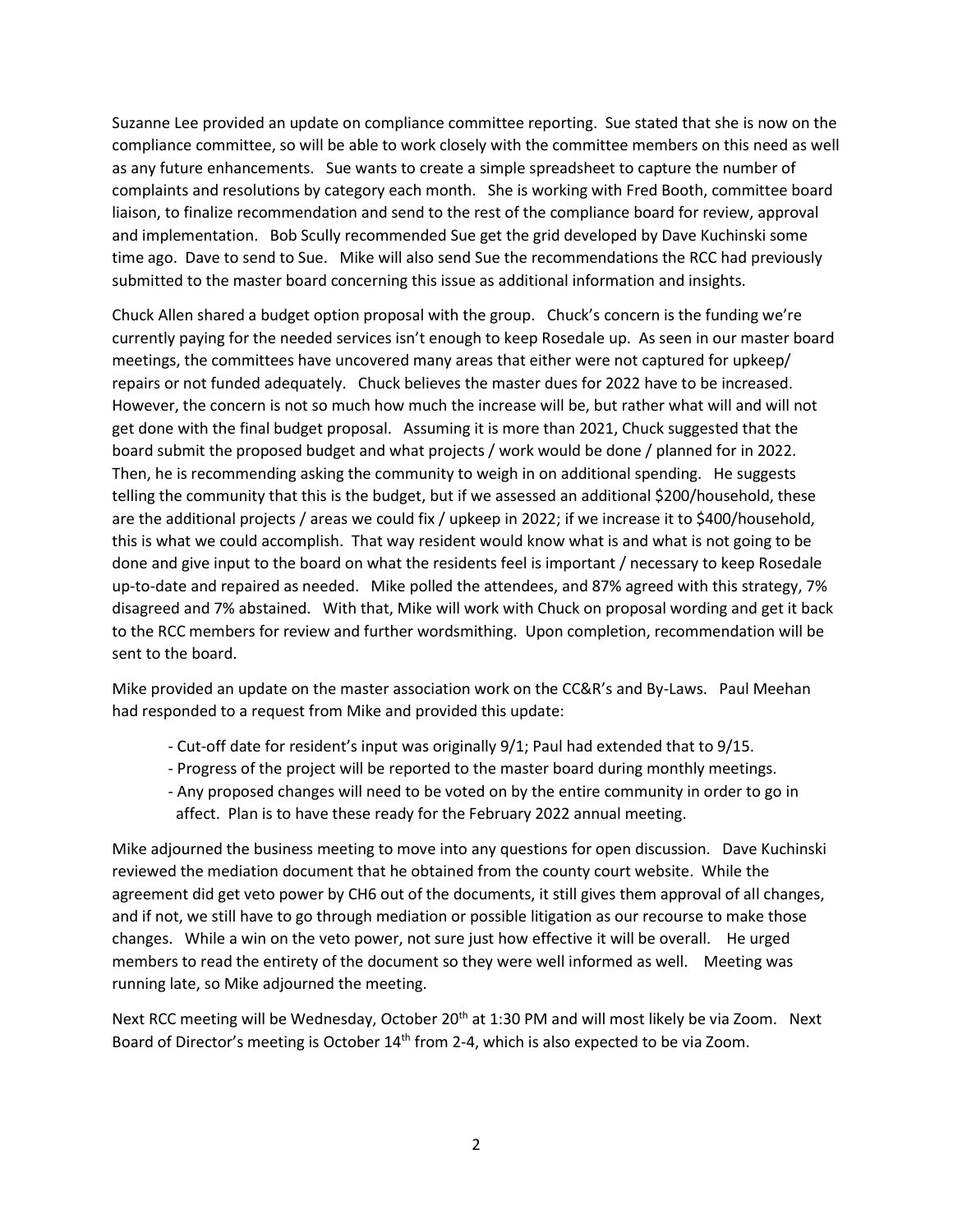Suzanne Lee provided an update on compliance committee reporting. Sue stated that she is now on the compliance committee, so will be able to work closely with the committee members on this need as well as any future enhancements. Sue wants to create a simple spreadsheet to capture the number of complaints and resolutions by category each month. She is working with Fred Booth, committee board liaison, to finalize recommendation and send to the rest of the compliance board for review, approval and implementation. Bob Scully recommended Sue get the grid developed by Dave Kuchinski some time ago. Dave to send to Sue. Mike will also send Sue the recommendations the RCC had previously submitted to the master board concerning this issue as additional information and insights.

Chuck Allen shared a budget option proposal with the group. Chuck's concern is the funding we're currently paying for the needed services isn't enough to keep Rosedale up. As seen in our master board meetings, the committees have uncovered many areas that either were not captured for upkeep/ repairs or not funded adequately. Chuck believes the master dues for 2022 have to be increased. However, the concern is not so much how much the increase will be, but rather what will and will not get done with the final budget proposal. Assuming it is more than 2021, Chuck suggested that the board submit the proposed budget and what projects / work would be done / planned for in 2022. Then, he is recommending asking the community to weigh in on additional spending. He suggests telling the community that this is the budget, but if we assessed an additional $200/household, these are the additional projects / areas we could fix / upkeep in 2022; if we increase it to $400/household, this is what we could accomplish. That way resident would know what is and what is not going to be done and give input to the board on what the residents feel is important / necessary to keep Rosedale up-to-date and repaired as needed. Mike polled the attendees, and 87% agreed with this strategy, 7% disagreed and 7% abstained. With that, Mike will work with Chuck on proposal wording and get it back to the RCC members for review and further wordsmithing. Upon completion, recommendation will be sent to the board.

Mike provided an update on the master association work on the CC&R's and By-Laws. Paul Meehan had responded to a request from Mike and provided this update:

- Cut-off date for resident's input was originally 9/1; Paul had extended that to 9/15.
- Progress of the project will be reported to the master board during monthly meetings.
- Any proposed changes will need to be voted on by the entire community in order to go in affect. Plan is to have these ready for the February 2022 annual meeting.

Mike adjourned the business meeting to move into any questions for open discussion. Dave Kuchinski reviewed the mediation document that he obtained from the county court website. While the agreement did get veto power by CH6 out of the documents, it still gives them approval of all changes, and if not, we still have to go through mediation or possible litigation as our recourse to make those changes. While a win on the veto power, not sure just how effective it will be overall. He urged members to read the entirety of the document so they were well informed as well. Meeting was running late, so Mike adjourned the meeting.

Next RCC meeting will be Wednesday, October 20th at 1:30 PM and will most likely be via Zoom. Next Board of Director's meeting is October 14th from 2-4, which is also expected to be via Zoom.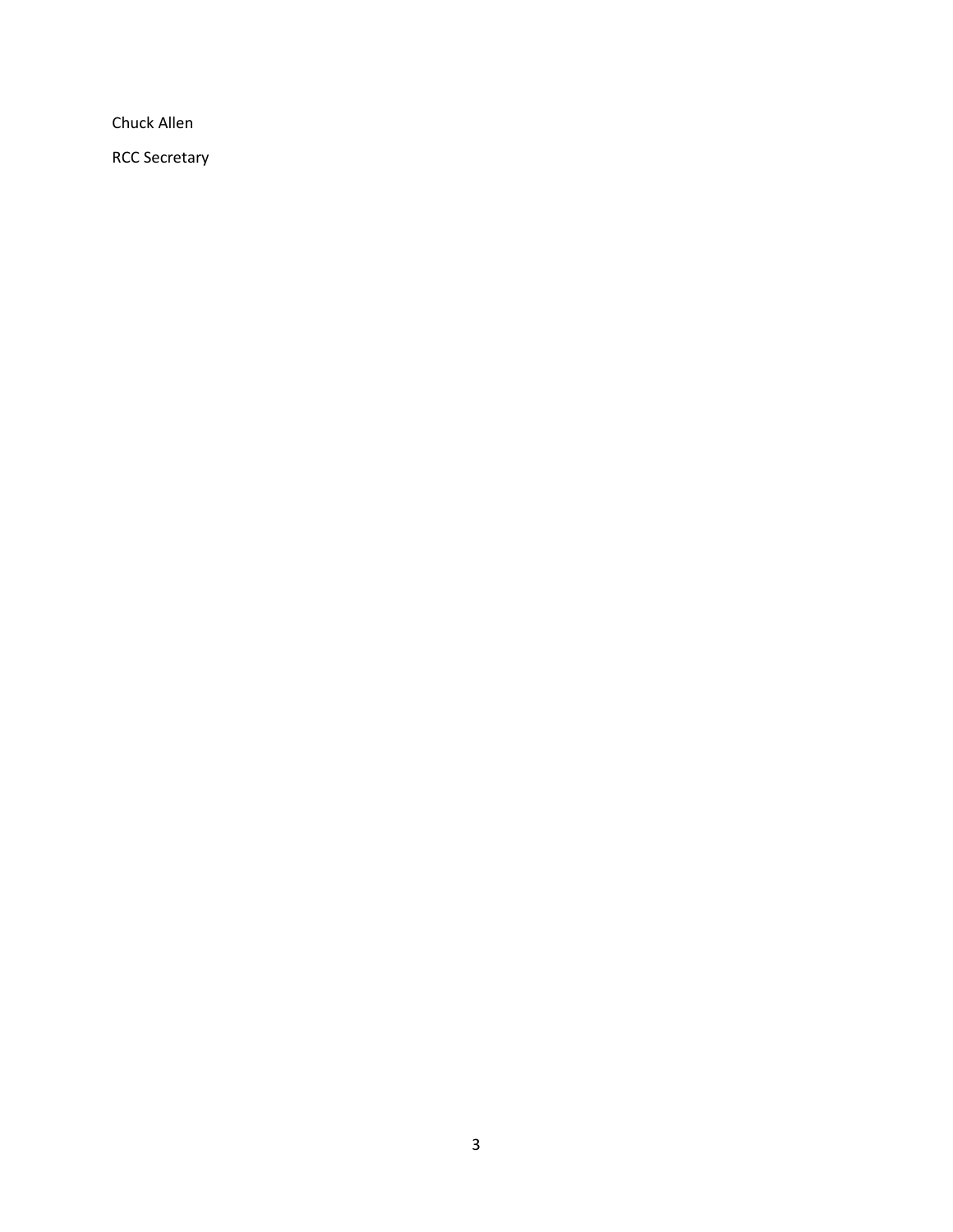Chuck Allen

RCC Secretary